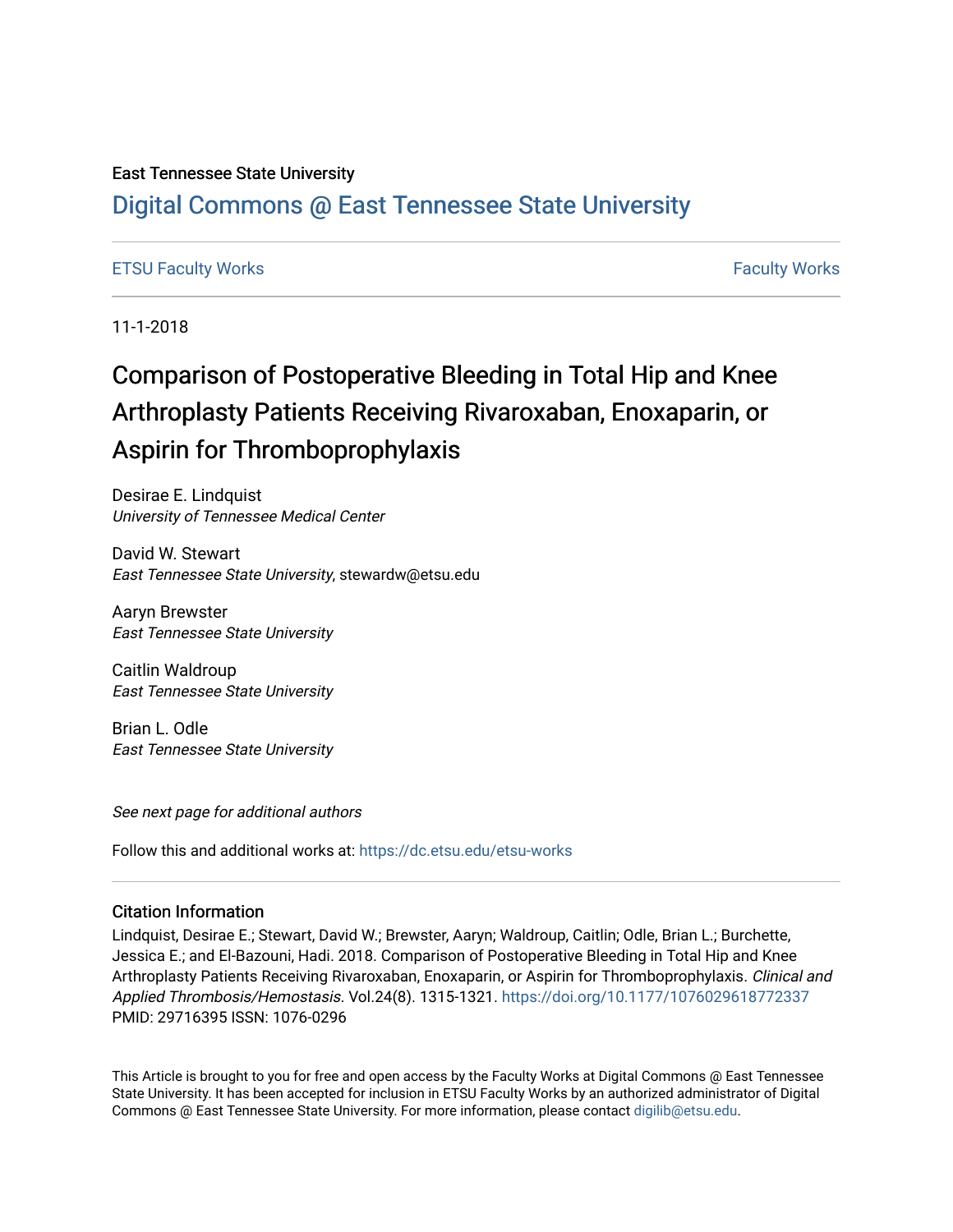East Tennessee State University

# Digital Commons @ East Tennessee State University

ETSU Faculty Works | Faculty Works

11-1-2018

# Comparison of Postoperative Bleeding in Total Hip and Knee Arthroplasty Patients Receiving Rivaroxaban, Enoxaparin, or Aspirin for Thromboprophylaxis

Desirae E. Lindquist
*University of Tennessee Medical Center*

David W. Stewart
*East Tennessee State University*, stewardw@etsu.edu

Aaryn Brewster
*East Tennessee State University*

Caitlin Waldroup
*East Tennessee State University*

Brian L. Odle
*East Tennessee State University*

*See next page for additional authors*

Follow this and additional works at: https://dc.etsu.edu/etsu-works

## Citation Information

Lindquist, Desirae E.; Stewart, David W.; Brewster, Aaryn; Waldroup, Caitlin; Odle, Brian L.; Burchette, Jessica E.; and El-Bazouni, Hadi. 2018. Comparison of Postoperative Bleeding in Total Hip and Knee Arthroplasty Patients Receiving Rivaroxaban, Enoxaparin, or Aspirin for Thromboprophylaxis. *Clinical and Applied Thrombosis/Hemostasis*. Vol.24(8). 1315-1321. https://doi.org/10.1177/1076029618772337 PMID: 29716395 ISSN: 1076-0296

This Article is brought to you for free and open access by the Faculty Works at Digital Commons @ East Tennessee State University. It has been accepted for inclusion in ETSU Faculty Works by an authorized administrator of Digital Commons @ East Tennessee State University. For more information, please contact digilib@etsu.edu.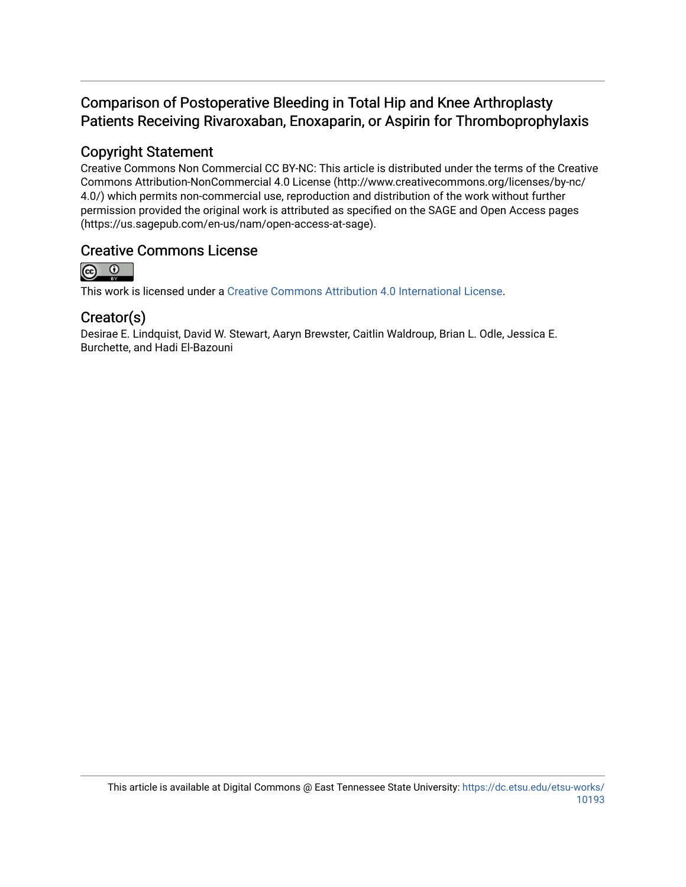# Comparison of Postoperative Bleeding in Total Hip and Knee Arthroplasty Patients Receiving Rivaroxaban, Enoxaparin, or Aspirin for Thromboprophylaxis

## Copyright Statement

Creative Commons Non Commercial CC BY-NC: This article is distributed under the terms of the Creative Commons Attribution-NonCommercial 4.0 License (http://www.creativecommons.org/licenses/by-nc/4.0/) which permits non-commercial use, reproduction and distribution of the work without further permission provided the original work is attributed as specified on the SAGE and Open Access pages (https://us.sagepub.com/en-us/nam/open-access-at-sage).

## Creative Commons License

This work is licensed under a Creative Commons Attribution 4.0 International License.

## Creator(s)

Desirae E. Lindquist, David W. Stewart, Aaryn Brewster, Caitlin Waldroup, Brian L. Odle, Jessica E. Burchette, and Hadi El-Bazouni

This article is available at Digital Commons @ East Tennessee State University: https://dc.etsu.edu/etsu-works/10193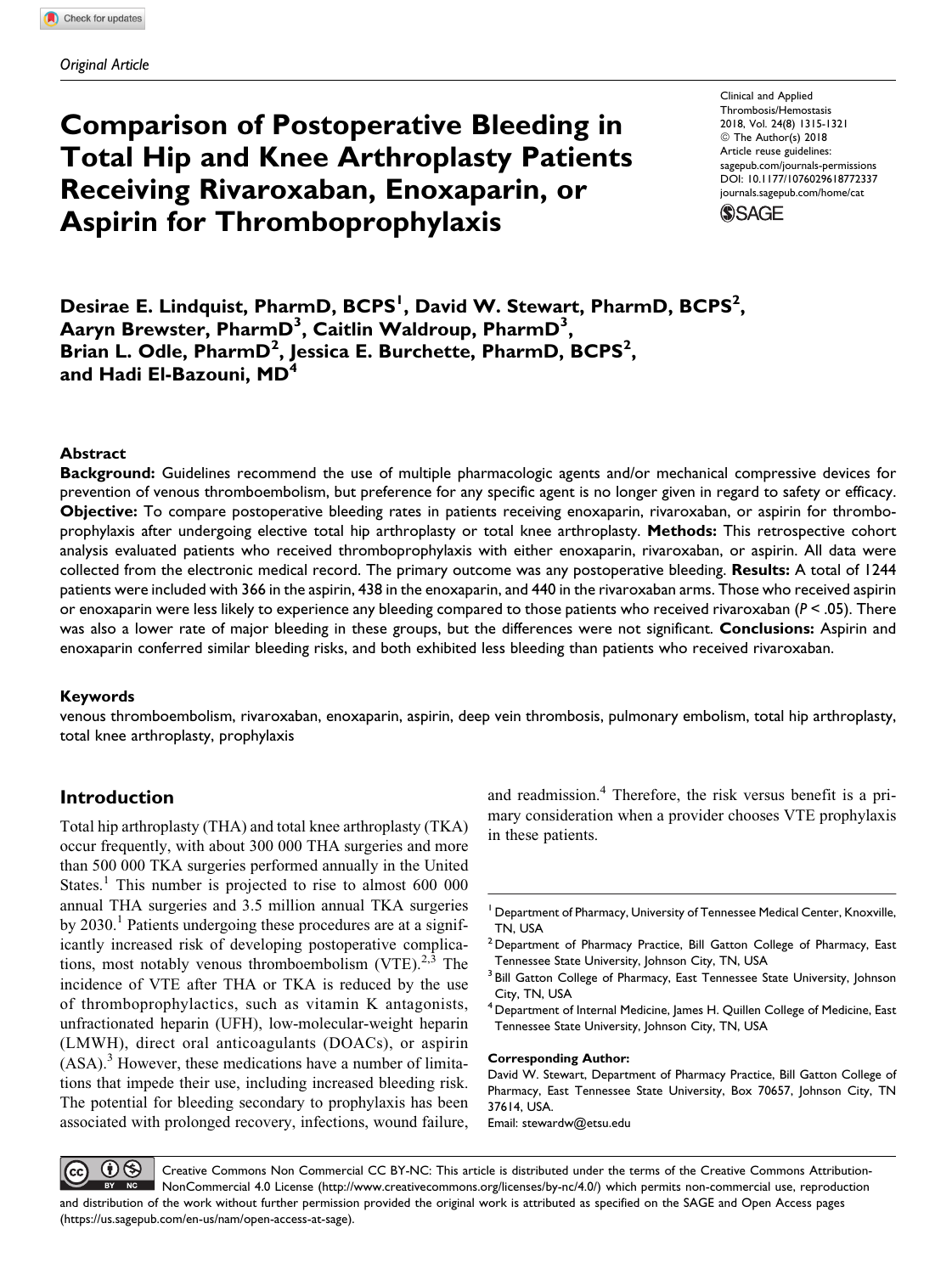*Original Article*

# Comparison of Postoperative Bleeding in Total Hip and Knee Arthroplasty Patients Receiving Rivaroxaban, Enoxaparin, or Aspirin for Thromboprophylaxis

**Desirae E. Lindquist, PharmD, BCPS[1], David W. Stewart, PharmD, BCPS[2], Aaryn Brewster, PharmD[3], Caitlin Waldroup, PharmD[3], Brian L. Odle, PharmD[2], Jessica E. Burchette, PharmD, BCPS[2], and Hadi El-Bazouni, MD[4]**

## Abstract

**Background:** Guidelines recommend the use of multiple pharmacologic agents and/or mechanical compressive devices for prevention of venous thromboembolism, but preference for any specific agent is no longer given in regard to safety or efficacy. **Objective:** To compare postoperative bleeding rates in patients receiving enoxaparin, rivaroxaban, or aspirin for thromboprophylaxis after undergoing elective total hip arthroplasty or total knee arthroplasty. **Methods:** This retrospective cohort analysis evaluated patients who received thromboprophylaxis with either enoxaparin, rivaroxaban, or aspirin. All data were collected from the electronic medical record. The primary outcome was any postoperative bleeding. **Results:** A total of 1244 patients were included with 366 in the aspirin, 438 in the enoxaparin, and 440 in the rivaroxaban arms. Those who received aspirin or enoxaparin were less likely to experience any bleeding compared to those patients who received rivaroxaban ($P < .05$). There was also a lower rate of major bleeding in these groups, but the differences were not significant. **Conclusions:** Aspirin and enoxaparin conferred similar bleeding risks, and both exhibited less bleeding than patients who received rivaroxaban.

### Keywords

venous thromboembolism, rivaroxaban, enoxaparin, aspirin, deep vein thrombosis, pulmonary embolism, total hip arthroplasty, total knee arthroplasty, prophylaxis

## Introduction

Total hip arthroplasty (THA) and total knee arthroplasty (TKA) occur frequently, with about 300 000 THA surgeries and more than 500 000 TKA surgeries performed annually in the United States.[1] This number is projected to rise to almost 600 000 annual THA surgeries and 3.5 million annual TKA surgeries by 2030.[1] Patients undergoing these procedures are at a significantly increased risk of developing postoperative complications, most notably venous thromboembolism (VTE).[2,3] The incidence of VTE after THA or TKA is reduced by the use of thromboprophylactics, such as vitamin K antagonists, unfractionated heparin (UFH), low-molecular-weight heparin (LMWH), direct oral anticoagulants (DOACs), or aspirin (ASA).[3] However, these medications have a number of limitations that impede their use, including increased bleeding risk. The potential for bleeding secondary to prophylaxis has been associated with prolonged recovery, infections, wound failure, and readmission.[4] Therefore, the risk versus benefit is a primary consideration when a provider chooses VTE prophylaxis in these patients.

[1] Department of Pharmacy, University of Tennessee Medical Center, Knoxville, TN, USA
[2] Department of Pharmacy Practice, Bill Gatton College of Pharmacy, East Tennessee State University, Johnson City, TN, USA
[3] Bill Gatton College of Pharmacy, East Tennessee State University, Johnson City, TN, USA
[4] Department of Internal Medicine, James H. Quillen College of Medicine, East Tennessee State University, Johnson City, TN, USA

**Corresponding Author:**
David W. Stewart, Department of Pharmacy Practice, Bill Gatton College of Pharmacy, East Tennessee State University, Box 70657, Johnson City, TN 37614, USA.
Email: stewardw@etsu.edu

Creative Commons Non Commercial CC BY-NC: This article is distributed under the terms of the Creative Commons Attribution-NonCommercial 4.0 License (http://www.creativecommons.org/licenses/by-nc/4.0/) which permits non-commercial use, reproduction and distribution of the work without further permission provided the original work is attributed as specified on the SAGE and Open Access pages (https://us.sagepub.com/en-us/nam/open-access-at-sage).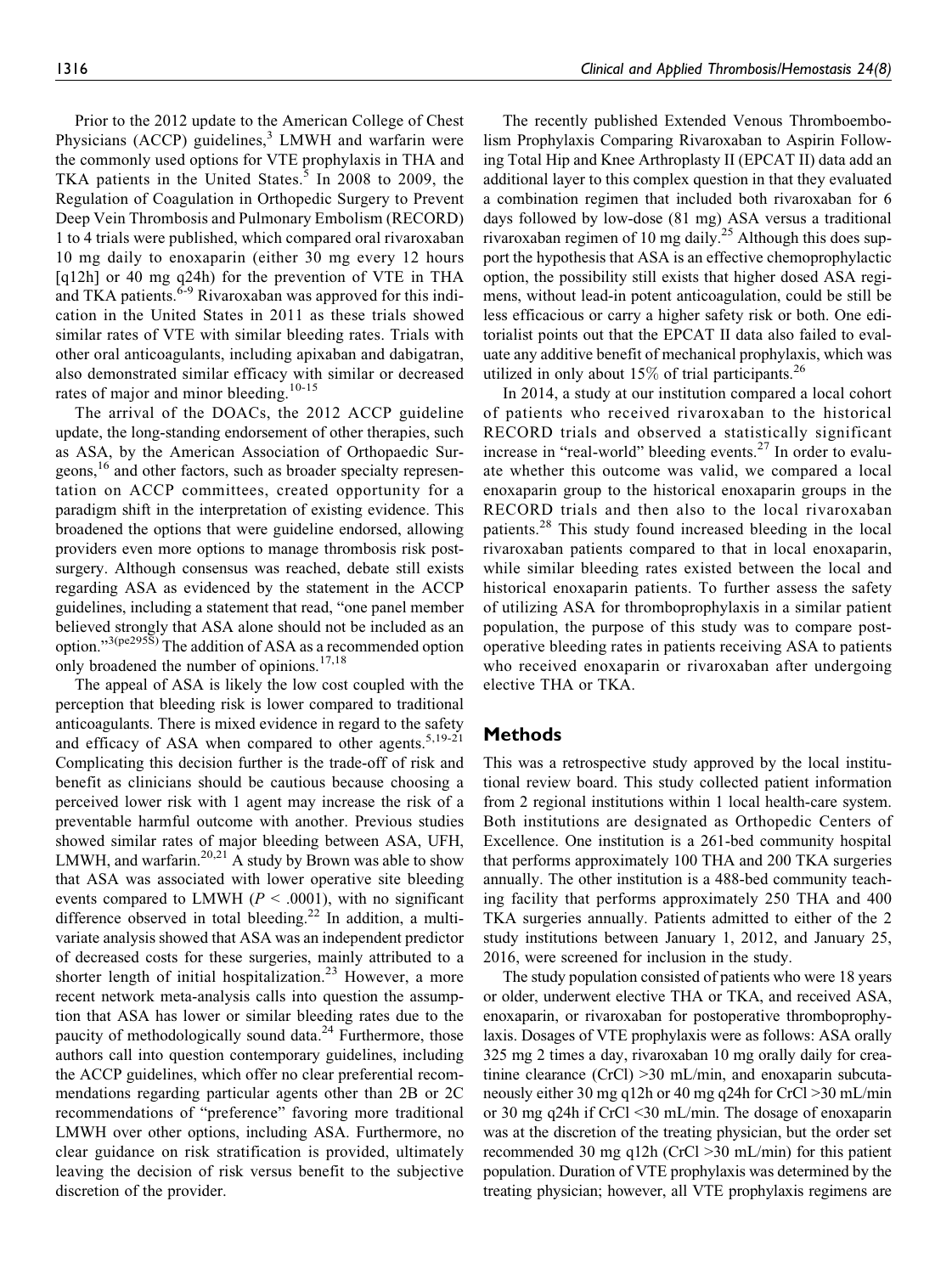Prior to the 2012 update to the American College of Chest Physicians (ACCP) guidelines,[3] LMWH and warfarin were the commonly used options for VTE prophylaxis in THA and TKA patients in the United States.[5] In 2008 to 2009, the Regulation of Coagulation in Orthopedic Surgery to Prevent Deep Vein Thrombosis and Pulmonary Embolism (RECORD) 1 to 4 trials were published, which compared oral rivaroxaban 10 mg daily to enoxaparin (either 30 mg every 12 hours [q12h] or 40 mg q24h) for the prevention of VTE in THA and TKA patients.[6-9] Rivaroxaban was approved for this indication in the United States in 2011 as these trials showed similar rates of VTE with similar bleeding rates. Trials with other oral anticoagulants, including apixaban and dabigatran, also demonstrated similar efficacy with similar or decreased rates of major and minor bleeding.[10-15]

The arrival of the DOACs, the 2012 ACCP guideline update, the long-standing endorsement of other therapies, such as ASA, by the American Association of Orthopaedic Surgeons,[16] and other factors, such as broader specialty representation on ACCP committees, created opportunity for a paradigm shift in the interpretation of existing evidence. This broadened the options that were guideline endorsed, allowing providers even more options to manage thrombosis risk postsurgery. Although consensus was reached, debate still exists regarding ASA as evidenced by the statement in the ACCP guidelines, including a statement that read, "one panel member believed strongly that ASA alone should not be included as an option."[3(pe295S)] The addition of ASA as a recommended option only broadened the number of opinions.[17,18]

The appeal of ASA is likely the low cost coupled with the perception that bleeding risk is lower compared to traditional anticoagulants. There is mixed evidence in regard to the safety and efficacy of ASA when compared to other agents.[5,19-21] Complicating this decision further is the trade-off of risk and benefit as clinicians should be cautious because choosing a perceived lower risk with 1 agent may increase the risk of a preventable harmful outcome with another. Previous studies showed similar rates of major bleeding between ASA, UFH, LMWH, and warfarin.[20,21] A study by Brown was able to show that ASA was associated with lower operative site bleeding events compared to LMWH ($P < .0001$), with no significant difference observed in total bleeding.[22] In addition, a multivariate analysis showed that ASA was an independent predictor of decreased costs for these surgeries, mainly attributed to a shorter length of initial hospitalization.[23] However, a more recent network meta-analysis calls into question the assumption that ASA has lower or similar bleeding rates due to the paucity of methodologically sound data.[24] Furthermore, those authors call into question contemporary guidelines, including the ACCP guidelines, which offer no clear preferential recommendations regarding particular agents other than 2B or 2C recommendations of "preference" favoring more traditional LMWH over other options, including ASA. Furthermore, no clear guidance on risk stratification is provided, ultimately leaving the decision of risk versus benefit to the subjective discretion of the provider.

The recently published Extended Venous Thromboembolism Prophylaxis Comparing Rivaroxaban to Aspirin Following Total Hip and Knee Arthroplasty II (EPCAT II) data add an additional layer to this complex question in that they evaluated a combination regimen that included both rivaroxaban for 6 days followed by low-dose (81 mg) ASA versus a traditional rivaroxaban regimen of 10 mg daily.[25] Although this does support the hypothesis that ASA is an effective chemoprophylactic option, the possibility still exists that higher dosed ASA regimens, without lead-in potent anticoagulation, could be still be less efficacious or carry a higher safety risk or both. One editorialist points out that the EPCAT II data also failed to evaluate any additive benefit of mechanical prophylaxis, which was utilized in only about 15% of trial participants.[26]

In 2014, a study at our institution compared a local cohort of patients who received rivaroxaban to the historical RECORD trials and observed a statistically significant increase in "real-world" bleeding events.[27] In order to evaluate whether this outcome was valid, we compared a local enoxaparin group to the historical enoxaparin groups in the RECORD trials and then also to the local rivaroxaban patients.[28] This study found increased bleeding in the local rivaroxaban patients compared to that in local enoxaparin, while similar bleeding rates existed between the local and historical enoxaparin patients. To further assess the safety of utilizing ASA for thromboprophylaxis in a similar patient population, the purpose of this study was to compare postoperative bleeding rates in patients receiving ASA to patients who received enoxaparin or rivaroxaban after undergoing elective THA or TKA.

## Methods

This was a retrospective study approved by the local institutional review board. This study collected patient information from 2 regional institutions within 1 local health-care system. Both institutions are designated as Orthopedic Centers of Excellence. One institution is a 261-bed community hospital that performs approximately 100 THA and 200 TKA surgeries annually. The other institution is a 488-bed community teaching facility that performs approximately 250 THA and 400 TKA surgeries annually. Patients admitted to either of the 2 study institutions between January 1, 2012, and January 25, 2016, were screened for inclusion in the study.

The study population consisted of patients who were 18 years or older, underwent elective THA or TKA, and received ASA, enoxaparin, or rivaroxaban for postoperative thromboprophylaxis. Dosages of VTE prophylaxis were as follows: ASA orally 325 mg 2 times a day, rivaroxaban 10 mg orally daily for creatinine clearance (CrCl) >30 mL/min, and enoxaparin subcutaneously either 30 mg q12h or 40 mg q24h for CrCl >30 mL/min or 30 mg q24h if CrCl <30 mL/min. The dosage of enoxaparin was at the discretion of the treating physician, but the order set recommended 30 mg q12h (CrCl >30 mL/min) for this patient population. Duration of VTE prophylaxis was determined by the treating physician; however, all VTE prophylaxis regimens are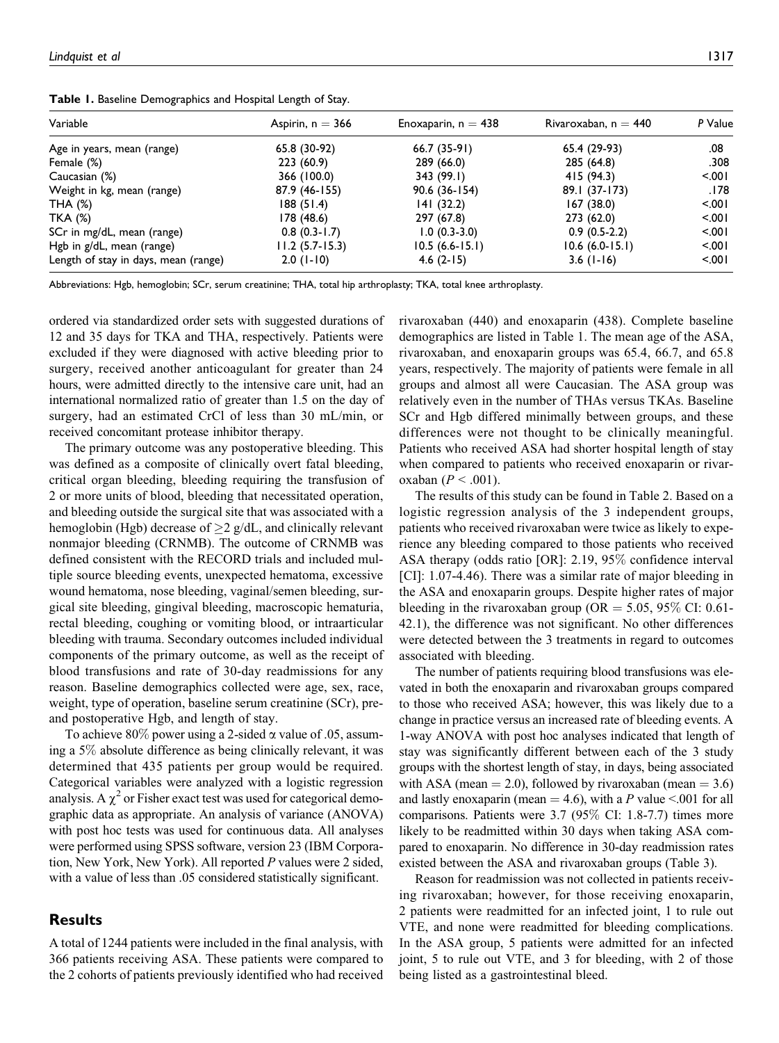**Table 1.** Baseline Demographics and Hospital Length of Stay.

| Variable | Aspirin, n = 366 | Enoxaparin, n = 438 | Rivaroxaban, n = 440 | P Value |
|---|---|---|---|---|
| Age in years, mean (range) | 65.8 (30-92) | 66.7 (35-91) | 65.4 (29-93) | .08 |
| Female (%) | 223 (60.9) | 289 (66.0) | 285 (64.8) | .308 |
| Caucasian (%) | 366 (100.0) | 343 (99.1) | 415 (94.3) | <.001 |
| Weight in kg, mean (range) | 87.9 (46-155) | 90.6 (36-154) | 89.1 (37-173) | .178 |
| THA (%) | 188 (51.4) | 141 (32.2) | 167 (38.0) | <.001 |
| TKA (%) | 178 (48.6) | 297 (67.8) | 273 (62.0) | <.001 |
| SCr in mg/dL, mean (range) | 0.8 (0.3-1.7) | 1.0 (0.3-3.0) | 0.9 (0.5-2.2) | <.001 |
| Hgb in g/dL, mean (range) | 11.2 (5.7-15.3) | 10.5 (6.6-15.1) | 10.6 (6.0-15.1) | <.001 |
| Length of stay in days, mean (range) | 2.0 (1-10) | 4.6 (2-15) | 3.6 (1-16) | <.001 |

Abbreviations: Hgb, hemoglobin; SCr, serum creatinine; THA, total hip arthroplasty; TKA, total knee arthroplasty.

ordered via standardized order sets with suggested durations of 12 and 35 days for TKA and THA, respectively. Patients were excluded if they were diagnosed with active bleeding prior to surgery, received another anticoagulant for greater than 24 hours, were admitted directly to the intensive care unit, had an international normalized ratio of greater than 1.5 on the day of surgery, had an estimated CrCl of less than 30 mL/min, or received concomitant protease inhibitor therapy.

The primary outcome was any postoperative bleeding. This was defined as a composite of clinically overt fatal bleeding, critical organ bleeding, bleeding requiring the transfusion of 2 or more units of blood, bleeding that necessitated operation, and bleeding outside the surgical site that was associated with a hemoglobin (Hgb) decrease of $\geq$2 g/dL, and clinically relevant nonmajor bleeding (CRNMB). The outcome of CRNMB was defined consistent with the RECORD trials and included multiple source bleeding events, unexpected hematoma, excessive wound hematoma, nose bleeding, vaginal/semen bleeding, surgical site bleeding, gingival bleeding, macroscopic hematuria, rectal bleeding, coughing or vomiting blood, or intraarticular bleeding with trauma. Secondary outcomes included individual components of the primary outcome, as well as the receipt of blood transfusions and rate of 30-day readmissions for any reason. Baseline demographics collected were age, sex, race, weight, type of operation, baseline serum creatinine (SCr), pre- and postoperative Hgb, and length of stay.

To achieve 80% power using a 2-sided $\alpha$ value of .05, assuming a 5% absolute difference as being clinically relevant, it was determined that 435 patients per group would be required. Categorical variables were analyzed with a logistic regression analysis. A $\chi^2$ or Fisher exact test was used for categorical demographic data as appropriate. An analysis of variance (ANOVA) with post hoc tests was used for continuous data. All analyses were performed using SPSS software, version 23 (IBM Corporation, New York, New York). All reported *P* values were 2 sided, with a value of less than .05 considered statistically significant.

## Results

A total of 1244 patients were included in the final analysis, with 366 patients receiving ASA. These patients were compared to the 2 cohorts of patients previously identified who had received rivaroxaban (440) and enoxaparin (438). Complete baseline demographics are listed in Table 1. The mean age of the ASA, rivaroxaban, and enoxaparin groups was 65.4, 66.7, and 65.8 years, respectively. The majority of patients were female in all groups and almost all were Caucasian. The ASA group was relatively even in the number of THAs versus TKAs. Baseline SCr and Hgb differed minimally between groups, and these differences were not thought to be clinically meaningful. Patients who received ASA had shorter hospital length of stay when compared to patients who received enoxaparin or rivaroxaban ($P < .001$).

The results of this study can be found in Table 2. Based on a logistic regression analysis of the 3 independent groups, patients who received rivaroxaban were twice as likely to experience any bleeding compared to those patients who received ASA therapy (odds ratio [OR]: 2.19, 95% confidence interval [CI]: 1.07-4.46). There was a similar rate of major bleeding in the ASA and enoxaparin groups. Despite higher rates of major bleeding in the rivaroxaban group (OR = 5.05, 95% CI: 0.61-42.1), the difference was not significant. No other differences were detected between the 3 treatments in regard to outcomes associated with bleeding.

The number of patients requiring blood transfusions was elevated in both the enoxaparin and rivaroxaban groups compared to those who received ASA; however, this was likely due to a change in practice versus an increased rate of bleeding events. A 1-way ANOVA with post hoc analyses indicated that length of stay was significantly different between each of the 3 study groups with the shortest length of stay, in days, being associated with ASA (mean = 2.0), followed by rivaroxaban (mean = 3.6) and lastly enoxaparin (mean = 4.6), with a *P* value <.001 for all comparisons. Patients were 3.7 (95% CI: 1.8-7.7) times more likely to be readmitted within 30 days when taking ASA compared to enoxaparin. No difference in 30-day readmission rates existed between the ASA and rivaroxaban groups (Table 3).

Reason for readmission was not collected in patients receiving rivaroxaban; however, for those receiving enoxaparin, 2 patients were readmitted for an infected joint, 1 to rule out VTE, and none were readmitted for bleeding complications. In the ASA group, 5 patients were admitted for an infected joint, 5 to rule out VTE, and 3 for bleeding, with 2 of those being listed as a gastrointestinal bleed.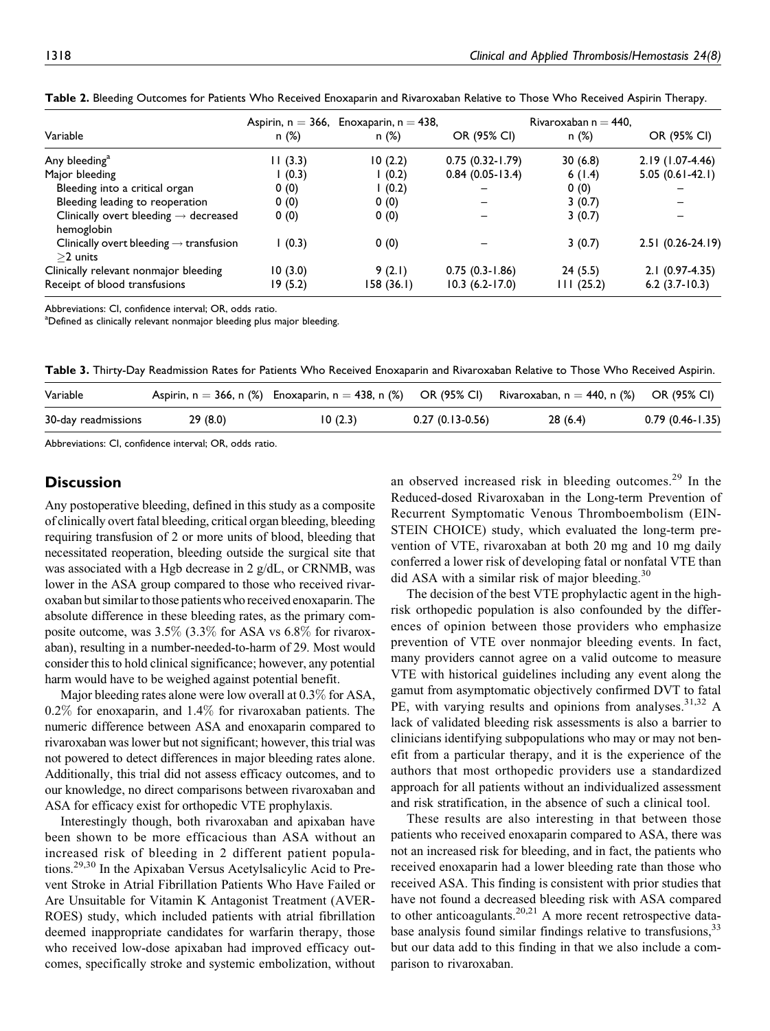**Table 2.** Bleeding Outcomes for Patients Who Received Enoxaparin and Rivaroxaban Relative to Those Who Received Aspirin Therapy.

| Variable | Aspirin, n = 366, n (%) | Enoxaparin, n = 438, n (%) | OR (95% CI) | Rivaroxaban n = 440, n (%) | OR (95% CI) |
|---|---|---|---|---|---|
| Any bleeding[a] | 11 (3.3) | 10 (2.2) | 0.75 (0.32-1.79) | 30 (6.8) | 2.19 (1.07-4.46) |
| Major bleeding | 1 (0.3) | 1 (0.2) | 0.84 (0.05-13.4) | 6 (1.4) | 5.05 (0.61-42.1) |
| Bleeding into a critical organ | 0 (0) | 1 (0.2) | – | 0 (0) | – |
| Bleeding leading to reoperation | 0 (0) | 0 (0) | – | 3 (0.7) | – |
| Clinically overt bleeding → decreased hemoglobin | 0 (0) | 0 (0) | – | 3 (0.7) | – |
| Clinically overt bleeding → transfusion ≥2 units | 1 (0.3) | 0 (0) | – | 3 (0.7) | 2.51 (0.26-24.19) |
| Clinically relevant nonmajor bleeding | 10 (3.0) | 9 (2.1) | 0.75 (0.3-1.86) | 24 (5.5) | 2.1 (0.97-4.35) |
| Receipt of blood transfusions | 19 (5.2) | 158 (36.1) | 10.3 (6.2-17.0) | 111 (25.2) | 6.2 (3.7-10.3) |

Abbreviations: CI, confidence interval; OR, odds ratio.
[a]Defined as clinically relevant nonmajor bleeding plus major bleeding.

**Table 3.** Thirty-Day Readmission Rates for Patients Who Received Enoxaparin and Rivaroxaban Relative to Those Who Received Aspirin.

| Variable | Aspirin, n = 366, n (%) | Enoxaparin, n = 438, n (%) | OR (95% CI) | Rivaroxaban, n = 440, n (%) | OR (95% CI) |
|---|---|---|---|---|---|
| 30-day readmissions | 29 (8.0) | 10 (2.3) | 0.27 (0.13-0.56) | 28 (6.4) | 0.79 (0.46-1.35) |

Abbreviations: CI, confidence interval; OR, odds ratio.

## Discussion

Any postoperative bleeding, defined in this study as a composite of clinically overt fatal bleeding, critical organ bleeding, bleeding requiring transfusion of 2 or more units of blood, bleeding that necessitated reoperation, bleeding outside the surgical site that was associated with a Hgb decrease in 2 g/dL, or CRNMB, was lower in the ASA group compared to those who received rivaroxaban but similar to those patients who received enoxaparin. The absolute difference in these bleeding rates, as the primary composite outcome, was 3.5% (3.3% for ASA vs 6.8% for rivaroxaban), resulting in a number-needed-to-harm of 29. Most would consider this to hold clinical significance; however, any potential harm would have to be weighed against potential benefit.

Major bleeding rates alone were low overall at 0.3% for ASA, 0.2% for enoxaparin, and 1.4% for rivaroxaban patients. The numeric difference between ASA and enoxaparin compared to rivaroxaban was lower but not significant; however, this trial was not powered to detect differences in major bleeding rates alone. Additionally, this trial did not assess efficacy outcomes, and to our knowledge, no direct comparisons between rivaroxaban and ASA for efficacy exist for orthopedic VTE prophylaxis.

Interestingly though, both rivaroxaban and apixaban have been shown to be more efficacious than ASA without an increased risk of bleeding in 2 different patient populations.[29,30] In the Apixaban Versus Acetylsalicylic Acid to Prevent Stroke in Atrial Fibrillation Patients Who Have Failed or Are Unsuitable for Vitamin K Antagonist Treatment (AVERROES) study, which included patients with atrial fibrillation deemed inappropriate candidates for warfarin therapy, those who received low-dose apixaban had improved efficacy outcomes, specifically stroke and systemic embolization, without an observed increased risk in bleeding outcomes.[29] In the Reduced-dosed Rivaroxaban in the Long-term Prevention of Recurrent Symptomatic Venous Thromboembolism (EINSTEIN CHOICE) study, which evaluated the long-term prevention of VTE, rivaroxaban at both 20 mg and 10 mg daily conferred a lower risk of developing fatal or nonfatal VTE than did ASA with a similar risk of major bleeding.[30]

The decision of the best VTE prophylactic agent in the high-risk orthopedic population is also confounded by the differences of opinion between those providers who emphasize prevention of VTE over nonmajor bleeding events. In fact, many providers cannot agree on a valid outcome to measure VTE with historical guidelines including any event along the gamut from asymptomatic objectively confirmed DVT to fatal PE, with varying results and opinions from analyses.[31,32] A lack of validated bleeding risk assessments is also a barrier to clinicians identifying subpopulations who may or may not benefit from a particular therapy, and it is the experience of the authors that most orthopedic providers use a standardized approach for all patients without an individualized assessment and risk stratification, in the absence of such a clinical tool.

These results are also interesting in that between those patients who received enoxaparin compared to ASA, there was not an increased risk for bleeding, and in fact, the patients who received enoxaparin had a lower bleeding rate than those who received ASA. This finding is consistent with prior studies that have not found a decreased bleeding risk with ASA compared to other anticoagulants.[20,21] A more recent retrospective database analysis found similar findings relative to transfusions,[33] but our data add to this finding in that we also include a comparison to rivaroxaban.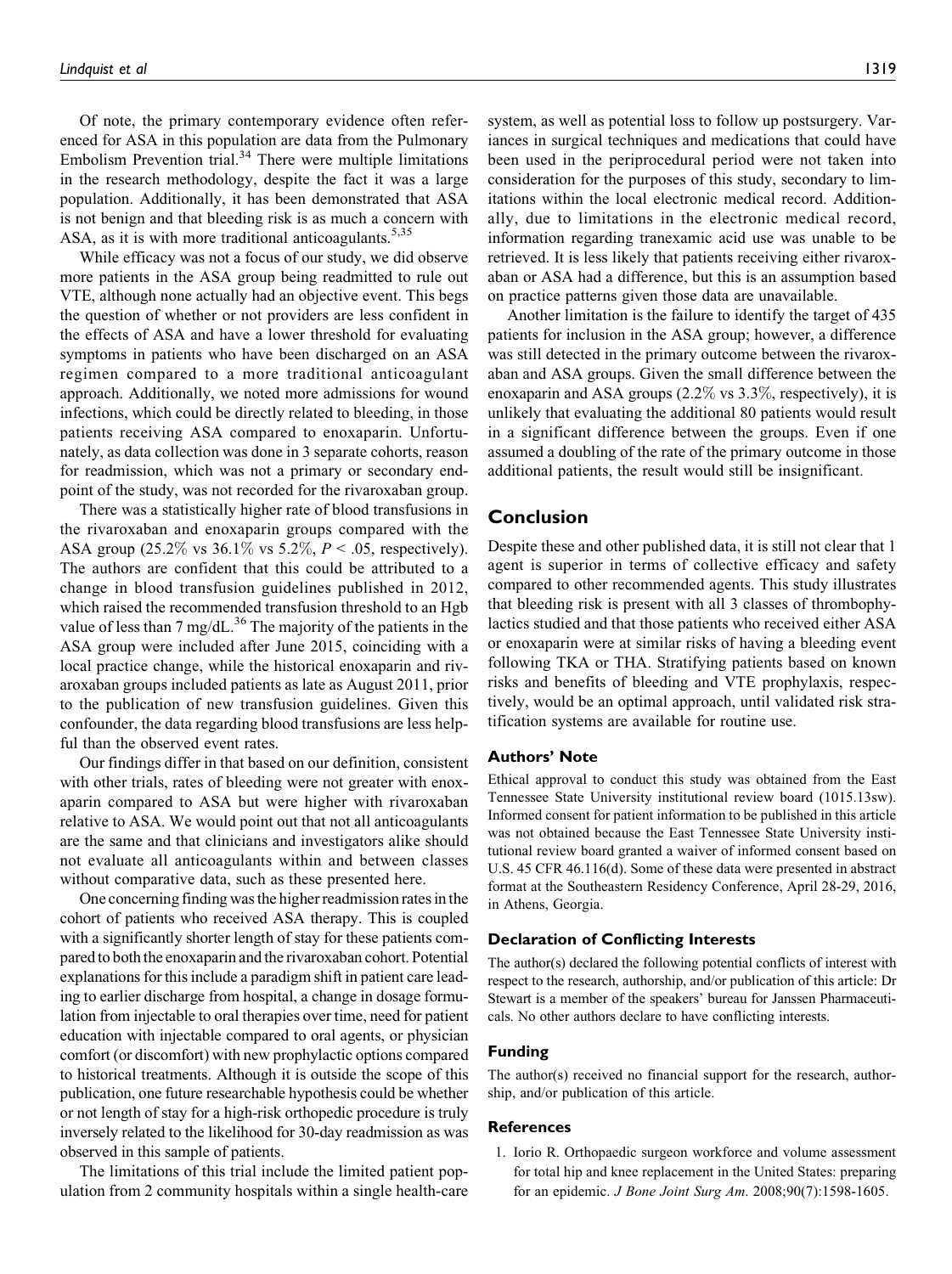Of note, the primary contemporary evidence often referenced for ASA in this population are data from the Pulmonary Embolism Prevention trial.[34] There were multiple limitations in the research methodology, despite the fact it was a large population. Additionally, it has been demonstrated that ASA is not benign and that bleeding risk is as much a concern with ASA, as it is with more traditional anticoagulants.[5,35]

While efficacy was not a focus of our study, we did observe more patients in the ASA group being readmitted to rule out VTE, although none actually had an objective event. This begs the question of whether or not providers are less confident in the effects of ASA and have a lower threshold for evaluating symptoms in patients who have been discharged on an ASA regimen compared to a more traditional anticoagulant approach. Additionally, we noted more admissions for wound infections, which could be directly related to bleeding, in those patients receiving ASA compared to enoxaparin. Unfortunately, as data collection was done in 3 separate cohorts, reason for readmission, which was not a primary or secondary endpoint of the study, was not recorded for the rivaroxaban group.

There was a statistically higher rate of blood transfusions in the rivaroxaban and enoxaparin groups compared with the ASA group (25.2% vs 36.1% vs 5.2%, $P < .05$, respectively). The authors are confident that this could be attributed to a change in blood transfusion guidelines published in 2012, which raised the recommended transfusion threshold to an Hgb value of less than 7 mg/dL.[36] The majority of the patients in the ASA group were included after June 2015, coinciding with a local practice change, while the historical enoxaparin and rivaroxaban groups included patients as late as August 2011, prior to the publication of new transfusion guidelines. Given this confounder, the data regarding blood transfusions are less helpful than the observed event rates.

Our findings differ in that based on our definition, consistent with other trials, rates of bleeding were not greater with enoxaparin compared to ASA but were higher with rivaroxaban relative to ASA. We would point out that not all anticoagulants are the same and that clinicians and investigators alike should not evaluate all anticoagulants within and between classes without comparative data, such as these presented here.

One concerning finding was the higher readmission rates in the cohort of patients who received ASA therapy. This is coupled with a significantly shorter length of stay for these patients compared to both the enoxaparin and the rivaroxaban cohort. Potential explanations for this include a paradigm shift in patient care leading to earlier discharge from hospital, a change in dosage formulation from injectable to oral therapies over time, need for patient education with injectable compared to oral agents, or physician comfort (or discomfort) with new prophylactic options compared to historical treatments. Although it is outside the scope of this publication, one future researchable hypothesis could be whether or not length of stay for a high-risk orthopedic procedure is truly inversely related to the likelihood for 30-day readmission as was observed in this sample of patients.

The limitations of this trial include the limited patient population from 2 community hospitals within a single health-care system, as well as potential loss to follow up postsurgery. Variances in surgical techniques and medications that could have been used in the periprocedural period were not taken into consideration for the purposes of this study, secondary to limitations within the local electronic medical record. Additionally, due to limitations in the electronic medical record, information regarding tranexamic acid use was unable to be retrieved. It is less likely that patients receiving either rivaroxaban or ASA had a difference, but this is an assumption based on practice patterns given those data are unavailable.

Another limitation is the failure to identify the target of 435 patients for inclusion in the ASA group; however, a difference was still detected in the primary outcome between the rivaroxaban and ASA groups. Given the small difference between the enoxaparin and ASA groups (2.2% vs 3.3%, respectively), it is unlikely that evaluating the additional 80 patients would result in a significant difference between the groups. Even if one assumed a doubling of the rate of the primary outcome in those additional patients, the result would still be insignificant.

## Conclusion

Despite these and other published data, it is still not clear that 1 agent is superior in terms of collective efficacy and safety compared to other recommended agents. This study illustrates that bleeding risk is present with all 3 classes of thrombophylactics studied and that those patients who received either ASA or enoxaparin were at similar risks of having a bleeding event following TKA or THA. Stratifying patients based on known risks and benefits of bleeding and VTE prophylaxis, respectively, would be an optimal approach, until validated risk stratification systems are available for routine use.

### Authors' Note

Ethical approval to conduct this study was obtained from the East Tennessee State University institutional review board (1015.13sw). Informed consent for patient information to be published in this article was not obtained because the East Tennessee State University institutional review board granted a waiver of informed consent based on U.S. 45 CFR 46.116(d). Some of these data were presented in abstract format at the Southeastern Residency Conference, April 28-29, 2016, in Athens, Georgia.

### Declaration of Conflicting Interests

The author(s) declared the following potential conflicts of interest with respect to the research, authorship, and/or publication of this article: Dr Stewart is a member of the speakers' bureau for Janssen Pharmaceuticals. No other authors declare to have conflicting interests.

### Funding

The author(s) received no financial support for the research, authorship, and/or publication of this article.

### References

1. Iorio R. Orthopaedic surgeon workforce and volume assessment for total hip and knee replacement in the United States: preparing for an epidemic. *J Bone Joint Surg Am*. 2008;90(7):1598-1605.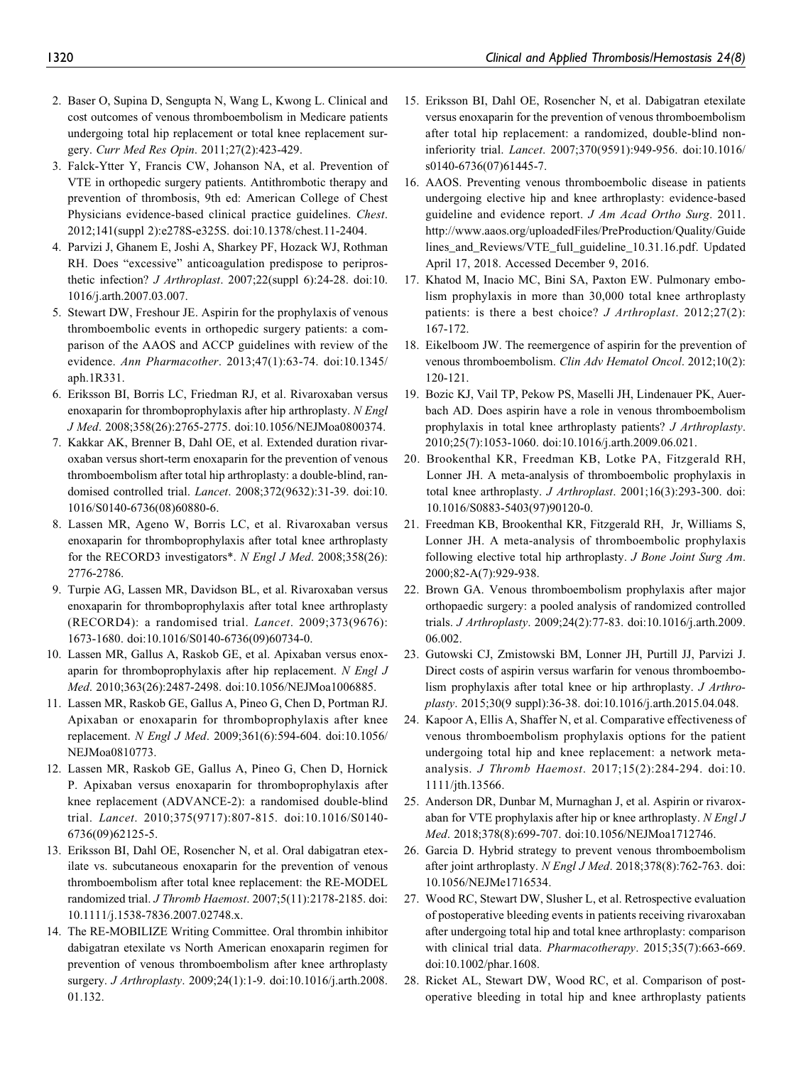2. Baser O, Supina D, Sengupta N, Wang L, Kwong L. Clinical and cost outcomes of venous thromboembolism in Medicare patients undergoing total hip replacement or total knee replacement surgery. *Curr Med Res Opin*. 2011;27(2):423-429.
3. Falck-Ytter Y, Francis CW, Johanson NA, et al. Prevention of VTE in orthopedic surgery patients. Antithrombotic therapy and prevention of thrombosis, 9th ed: American College of Chest Physicians evidence-based clinical practice guidelines. *Chest*. 2012;141(suppl 2):e278S-e325S. doi:10.1378/chest.11-2404.
4. Parvizi J, Ghanem E, Joshi A, Sharkey PF, Hozack WJ, Rothman RH. Does "excessive" anticoagulation predispose to periprosthetic infection? *J Arthroplast*. 2007;22(suppl 6):24-28. doi:10.1016/j.arth.2007.03.007.
5. Stewart DW, Freshour JE. Aspirin for the prophylaxis of venous thromboembolic events in orthopedic surgery patients: a comparison of the AAOS and ACCP guidelines with review of the evidence. *Ann Pharmacother*. 2013;47(1):63-74. doi:10.1345/aph.1R331.
6. Eriksson BI, Borris LC, Friedman RJ, et al. Rivaroxaban versus enoxaparin for thromboprophylaxis after hip arthroplasty. *N Engl J Med*. 2008;358(26):2765-2775. doi:10.1056/NEJMoa0800374.
7. Kakkar AK, Brenner B, Dahl OE, et al. Extended duration rivaroxaban versus short-term enoxaparin for the prevention of venous thromboembolism after total hip arthroplasty: a double-blind, randomised controlled trial. *Lancet*. 2008;372(9632):31-39. doi:10.1016/S0140-6736(08)60880-6.
8. Lassen MR, Ageno W, Borris LC, et al. Rivaroxaban versus enoxaparin for thromboprophylaxis after total knee arthroplasty for the RECORD3 investigators*. *N Engl J Med*. 2008;358(26):2776-2786.
9. Turpie AG, Lassen MR, Davidson BL, et al. Rivaroxaban versus enoxaparin for thromboprophylaxis after total knee arthroplasty (RECORD4): a randomised trial. *Lancet*. 2009;373(9676):1673-1680. doi:10.1016/S0140-6736(09)60734-0.
10. Lassen MR, Gallus A, Raskob GE, et al. Apixaban versus enoxaparin for thromboprophylaxis after hip replacement. *N Engl J Med*. 2010;363(26):2487-2498. doi:10.1056/NEJMoa1006885.
11. Lassen MR, Raskob GE, Gallus A, Pineo G, Chen D, Portman RJ. Apixaban or enoxaparin for thromboprophylaxis after knee replacement. *N Engl J Med*. 2009;361(6):594-604. doi:10.1056/NEJMoa0810773.
12. Lassen MR, Raskob GE, Gallus A, Pineo G, Chen D, Hornick P. Apixaban versus enoxaparin for thromboprophylaxis after knee replacement (ADVANCE-2): a randomised double-blind trial. *Lancet*. 2010;375(9717):807-815. doi:10.1016/S0140-6736(09)62125-5.
13. Eriksson BI, Dahl OE, Rosencher N, et al. Oral dabigatran etexilate vs. subcutaneous enoxaparin for the prevention of venous thromboembolism after total knee replacement: the RE-MODEL randomized trial. *J Thromb Haemost*. 2007;5(11):2178-2185. doi:10.1111/j.1538-7836.2007.02748.x.
14. The RE-MOBILIZE Writing Committee. Oral thrombin inhibitor dabigatran etexilate vs North American enoxaparin regimen for prevention of venous thromboembolism after knee arthroplasty surgery. *J Arthroplasty*. 2009;24(1):1-9. doi:10.1016/j.arth.2008.01.132.
15. Eriksson BI, Dahl OE, Rosencher N, et al. Dabigatran etexilate versus enoxaparin for the prevention of venous thromboembolism after total hip replacement: a randomized, double-blind non-inferiority trial. *Lancet*. 2007;370(9591):949-956. doi:10.1016/s0140-6736(07)61445-7.
16. AAOS. Preventing venous thromboembolic disease in patients undergoing elective hip and knee arthroplasty: evidence-based guideline and evidence report. *J Am Acad Ortho Surg*. 2011. http://www.aaos.org/uploadedFiles/PreProduction/Quality/Guidelines_and_Reviews/VTE_full_guideline_10.31.16.pdf. Updated April 17, 2018. Accessed December 9, 2016.
17. Khatod M, Inacio MC, Bini SA, Paxton EW. Pulmonary embolism prophylaxis in more than 30,000 total knee arthroplasty patients: is there a best choice? *J Arthroplast*. 2012;27(2):167-172.
18. Eikelboom JW. The reemergence of aspirin for the prevention of venous thromboembolism. *Clin Adv Hematol Oncol*. 2012;10(2):120-121.
19. Bozic KJ, Vail TP, Pekow PS, Maselli JH, Lindenauer PK, Auerbach AD. Does aspirin have a role in venous thromboembolism prophylaxis in total knee arthroplasty patients? *J Arthroplasty*. 2010;25(7):1053-1060. doi:10.1016/j.arth.2009.06.021.
20. Brookenthal KR, Freedman KB, Lotke PA, Fitzgerald RH, Lonner JH. A meta-analysis of thromboembolic prophylaxis in total knee arthroplasty. *J Arthroplasty*. 2001;16(3):293-300. doi:10.1016/S0883-5403(97)90120-0.
21. Freedman KB, Brookenthal KR, Fitzgerald RH, Jr, Williams S, Lonner JH. A meta-analysis of thromboembolic prophylaxis following elective total hip arthroplasty. *J Bone Joint Surg Am*. 2000;82-A(7):929-938.
22. Brown GA. Venous thromboembolism prophylaxis after major orthopaedic surgery: a pooled analysis of randomized controlled trials. *J Arthroplasty*. 2009;24(2):77-83. doi:10.1016/j.arth.2009.06.002.
23. Gutowski CJ, Zmistowski BM, Lonner JH, Purtill JJ, Parvizi J. Direct costs of aspirin versus warfarin for venous thromboembolism prophylaxis after total knee or hip arthroplasty. *J Arthroplasty*. 2015;30(9 suppl):36-38. doi:10.1016/j.arth.2015.04.048.
24. Kapoor A, Ellis A, Shaffer N, et al. Comparative effectiveness of venous thromboembolism prophylaxis options for the patient undergoing total hip and knee replacement: a network meta-analysis. *J Thromb Haemost*. 2017;15(2):284-294. doi:10.1111/jth.13566.
25. Anderson DR, Dunbar M, Murnaghan J, et al. Aspirin or rivaroxaban for VTE prophylaxis after hip or knee arthroplasty. *N Engl J Med*. 2018;378(8):699-707. doi:10.1056/NEJMoa1712746.
26. Garcia D. Hybrid strategy to prevent venous thromboembolism after joint arthroplasty. *N Engl J Med*. 2018;378(8):762-763. doi:10.1056/NEJMe1716534.
27. Wood RC, Stewart DW, Slusher L, et al. Retrospective evaluation of postoperative bleeding events in patients receiving rivaroxaban after undergoing total hip and total knee arthroplasty: comparison with clinical trial data. *Pharmacotherapy*. 2015;35(7):663-669. doi:10.1002/phar.1608.
28. Ricket AL, Stewart DW, Wood RC, et al. Comparison of postoperative bleeding in total hip and knee arthroplasty patients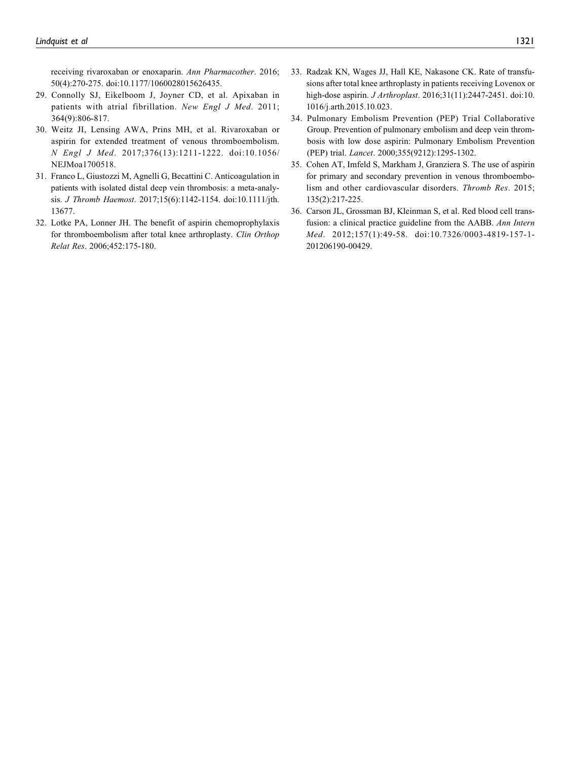receiving rivaroxaban or enoxaparin. *Ann Pharmacother*. 2016; 50(4):270-275. doi:10.1177/1060028015626435.

29. Connolly SJ, Eikelboom J, Joyner CD, et al. Apixaban in patients with atrial fibrillation. *New Engl J Med*. 2011; 364(9):806-817.
30. Weitz JI, Lensing AWA, Prins MH, et al. Rivaroxaban or aspirin for extended treatment of venous thromboembolism. *N Engl J Med*. 2017;376(13):1211-1222. doi:10.1056/NEJMoa1700518.
31. Franco L, Giustozzi M, Agnelli G, Becattini C. Anticoagulation in patients with isolated distal deep vein thrombosis: a meta-analysis. *J Thromb Haemost*. 2017;15(6):1142-1154. doi:10.1111/jth.13677.
32. Lotke PA, Lonner JH. The benefit of aspirin chemoprophylaxis for thromboembolism after total knee arthroplasty. *Clin Orthop Relat Res*. 2006;452:175-180.
33. Radzak KN, Wages JJ, Hall KE, Nakasone CK. Rate of transfusions after total knee arthroplasty in patients receiving Lovenox or high-dose aspirin. *J Arthroplast*. 2016;31(11):2447-2451. doi:10.1016/j.arth.2015.10.023.
34. Pulmonary Embolism Prevention (PEP) Trial Collaborative Group. Prevention of pulmonary embolism and deep vein thrombosis with low dose aspirin: Pulmonary Embolism Prevention (PEP) trial. *Lancet*. 2000;355(9212):1295-1302.
35. Cohen AT, Imfeld S, Markham J, Granziera S. The use of aspirin for primary and secondary prevention in venous thromboembolism and other cardiovascular disorders. *Thromb Res*. 2015; 135(2):217-225.
36. Carson JL, Grossman BJ, Kleinman S, et al. Red blood cell transfusion: a clinical practice guideline from the AABB. *Ann Intern Med*. 2012;157(1):49-58. doi:10.7326/0003-4819-157-1-201206190-00429.